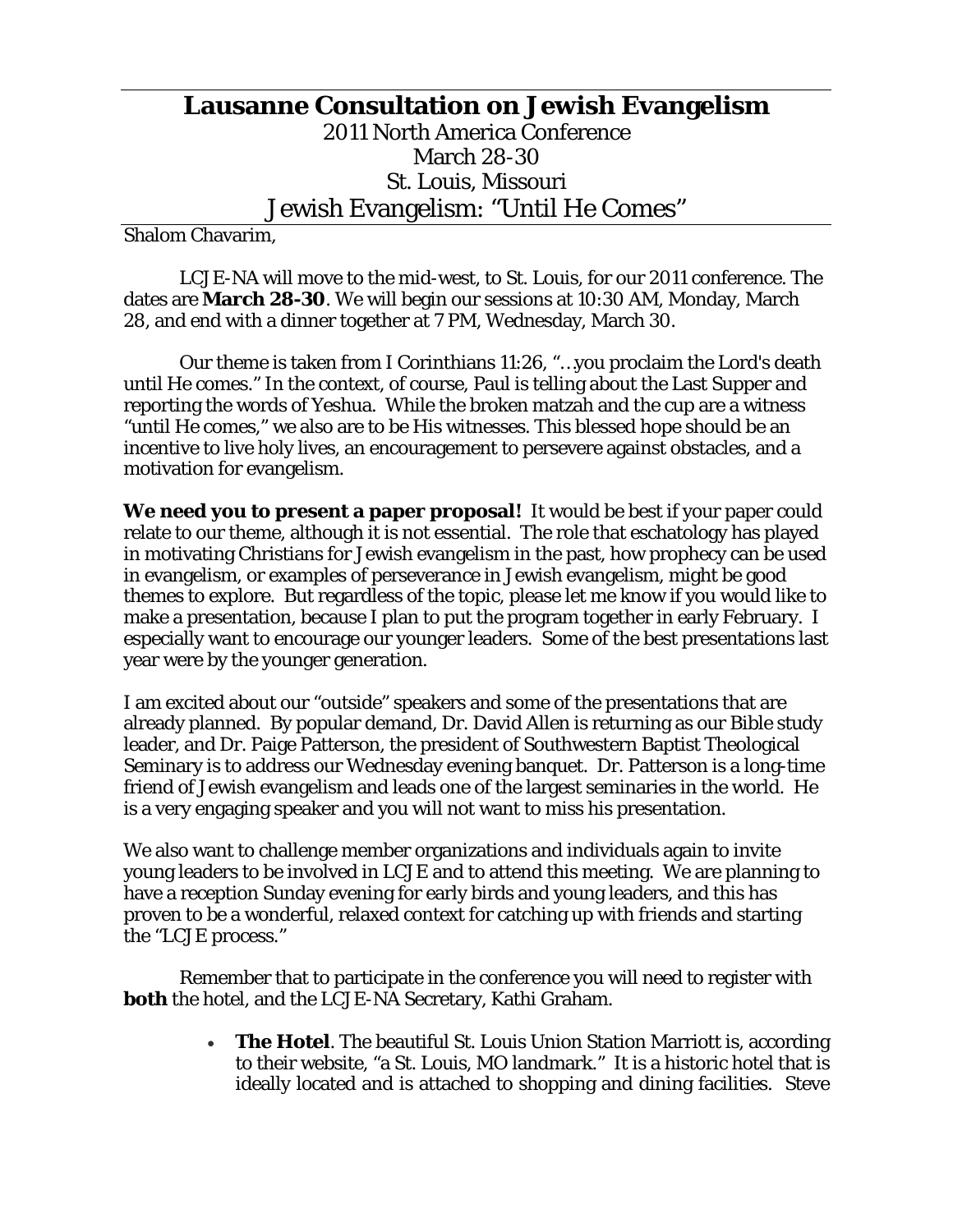# Lausanne Consultation on Jewish Evangelism

2011 North America Conference
March 28-30
St. Louis, Missouri
Jewish Evangelism: "Until He Comes"

Shalom Chavarim,

LCJE-NA will move to the mid-west, to St. Louis, for our 2011 conference. The dates are **March 28-30**. We will begin our sessions at 10:30 AM, Monday, March 28, and end with a dinner together at 7 PM, Wednesday, March 30.

Our theme is taken from I Corinthians 11:26, "…you proclaim the Lord's death until He comes." In the context, of course, Paul is telling about the Last Supper and reporting the words of Yeshua. While the broken matzah and the cup are a witness "until He comes," we also are to be His witnesses. This blessed hope should be an incentive to live holy lives, an encouragement to persevere against obstacles, and a motivation for evangelism.

**We need you to present a paper proposal!** It would be best if your paper could relate to our theme, although it is not essential. The role that eschatology has played in motivating Christians for Jewish evangelism in the past, how prophecy can be used in evangelism, or examples of perseverance in Jewish evangelism, might be good themes to explore. But regardless of the topic, please let me know if you would like to make a presentation, because I plan to put the program together in early February. I especially want to encourage our younger leaders. Some of the best presentations last year were by the younger generation.

I am excited about our "outside" speakers and some of the presentations that are already planned. By popular demand, Dr. David Allen is returning as our Bible study leader, and Dr. Paige Patterson, the president of Southwestern Baptist Theological Seminary is to address our Wednesday evening banquet. Dr. Patterson is a long-time friend of Jewish evangelism and leads one of the largest seminaries in the world. He is a very engaging speaker and you will not want to miss his presentation.

We also want to challenge member organizations and individuals again to invite young leaders to be involved in LCJE and to attend this meeting. We are planning to have a reception Sunday evening for early birds and young leaders, and this has proven to be a wonderful, relaxed context for catching up with friends and starting the "LCJE process."

Remember that to participate in the conference you will need to register with **both** the hotel, and the LCJE-NA Secretary, Kathi Graham.

- **The Hotel**. The beautiful St. Louis Union Station Marriott is, according to their website, "a St. Louis, MO landmark." It is a historic hotel that is ideally located and is attached to shopping and dining facilities. Steve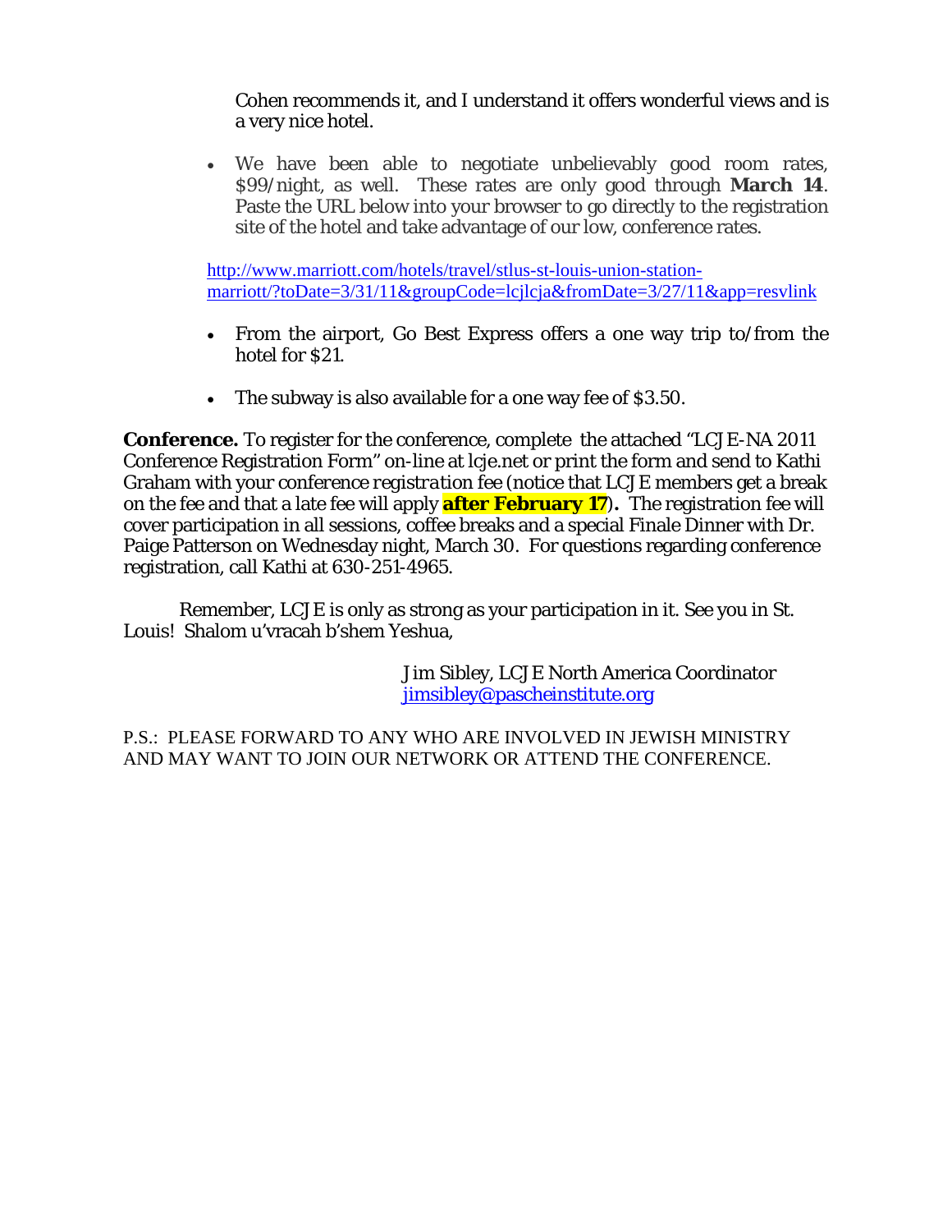Cohen recommends it, and I understand it offers wonderful views and is a very nice hotel.

- We have been able to negotiate unbelievably good room rates, $99/night, as well. These rates are only good through **March 14**. Paste the URL below into your browser to go directly to the registration site of the hotel and take advantage of our low, conference rates.

  http://www.marriott.com/hotels/travel/stlus-st-louis-union-station-marriott/?toDate=3/31/11&groupCode=lcjlcja&fromDate=3/27/11&app=resvlink

- From the airport, Go Best Express offers a one way trip to/from the hotel for $21.

- The subway is also available for a one way fee of $3.50.

**Conference.** To register for the conference, complete the attached "LCJE-NA 2011 Conference Registration Form" on-line at lcje.net or print the form and send to Kathi Graham with your conference registration fee (notice that LCJE members get a break on the fee and that a late fee will apply **after February 17**)**.** The registration fee will cover participation in all sessions, coffee breaks and a special Finale Dinner with Dr. Paige Patterson on Wednesday night, March 30. For questions regarding conference registration, call Kathi at 630-251-4965.

Remember, LCJE is only as strong as your participation in it. See you in St. Louis! Shalom u'vracah b'shem Yeshua,

Jim Sibley, LCJE North America Coordinator
jimsibley@pascheinstitute.org

P.S.: PLEASE FORWARD TO ANY WHO ARE INVOLVED IN JEWISH MINISTRY AND MAY WANT TO JOIN OUR NETWORK OR ATTEND THE CONFERENCE.